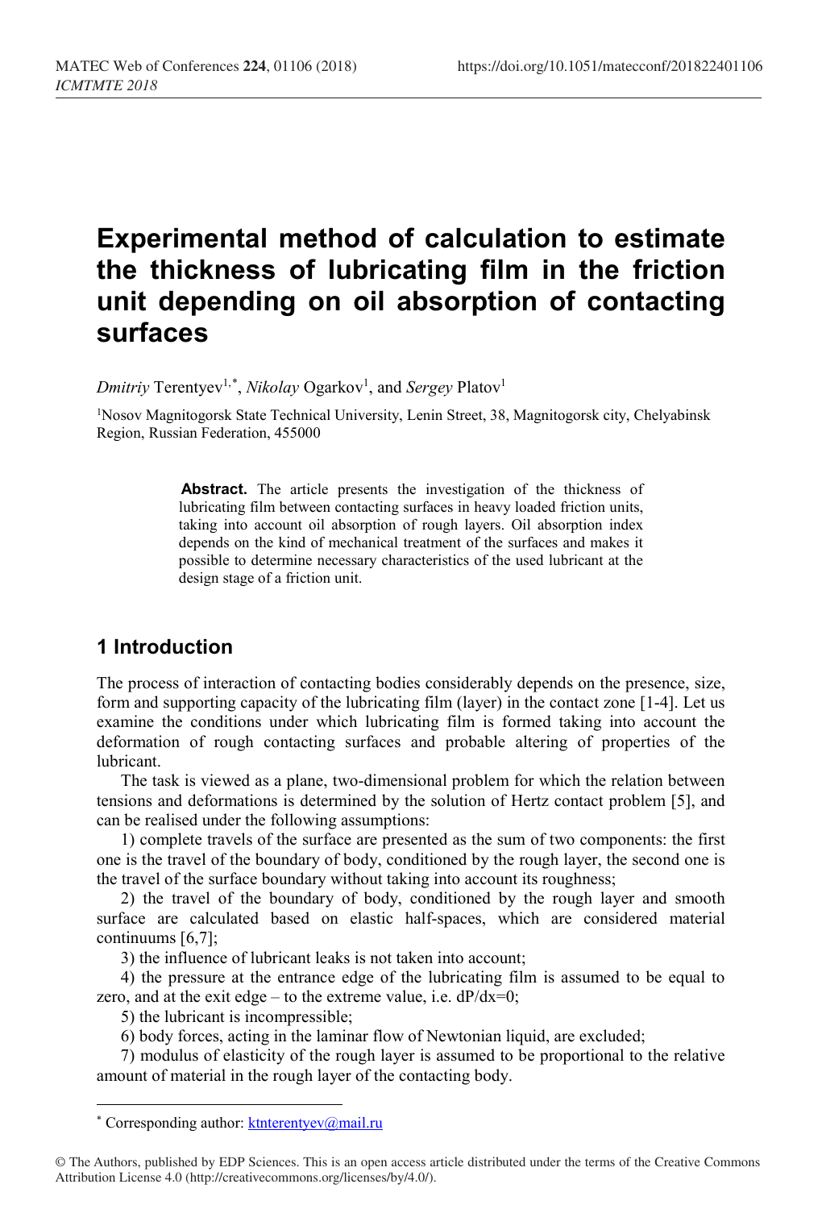# Experimental method of calculation to estimate the thickness of lubricating film in the friction unit depending on oil absorption of contacting surfaces

*Dmitriy* Terentyev[1,*], *Nikolay* Ogarkov[1], and *Sergey* Platov[1]

[1]Nosov Magnitogorsk State Technical University, Lenin Street, 38, Magnitogorsk city, Chelyabinsk Region, Russian Federation, 455000

**Abstract.** The article presents the investigation of the thickness of lubricating film between contacting surfaces in heavy loaded friction units, taking into account oil absorption of rough layers. Oil absorption index depends on the kind of mechanical treatment of the surfaces and makes it possible to determine necessary characteristics of the used lubricant at the design stage of a friction unit.

## 1 Introduction

The process of interaction of contacting bodies considerably depends on the presence, size, form and supporting capacity of the lubricating film (layer) in the contact zone [1-4]. Let us examine the conditions under which lubricating film is formed taking into account the deformation of rough contacting surfaces and probable altering of properties of the lubricant.

The task is viewed as a plane, two-dimensional problem for which the relation between tensions and deformations is determined by the solution of Hertz contact problem [5], and can be realised under the following assumptions:

1) complete travels of the surface are presented as the sum of two components: the first one is the travel of the boundary of body, conditioned by the rough layer, the second one is the travel of the surface boundary without taking into account its roughness;

2) the travel of the boundary of body, conditioned by the rough layer and smooth surface are calculated based on elastic half-spaces, which are considered material continuums [6,7];

3) the influence of lubricant leaks is not taken into account;

4) the pressure at the entrance edge of the lubricating film is assumed to be equal to zero, and at the exit edge – to the extreme value, i.e. $dP/dx=0$;

5) the lubricant is incompressible;

6) body forces, acting in the laminar flow of Newtonian liquid, are excluded;

7) modulus of elasticity of the rough layer is assumed to be proportional to the relative amount of material in the rough layer of the contacting body.

* Corresponding author: ktnterentyev@mail.ru

© The Authors, published by EDP Sciences. This is an open access article distributed under the terms of the Creative Commons Attribution License 4.0 (http://creativecommons.org/licenses/by/4.0/).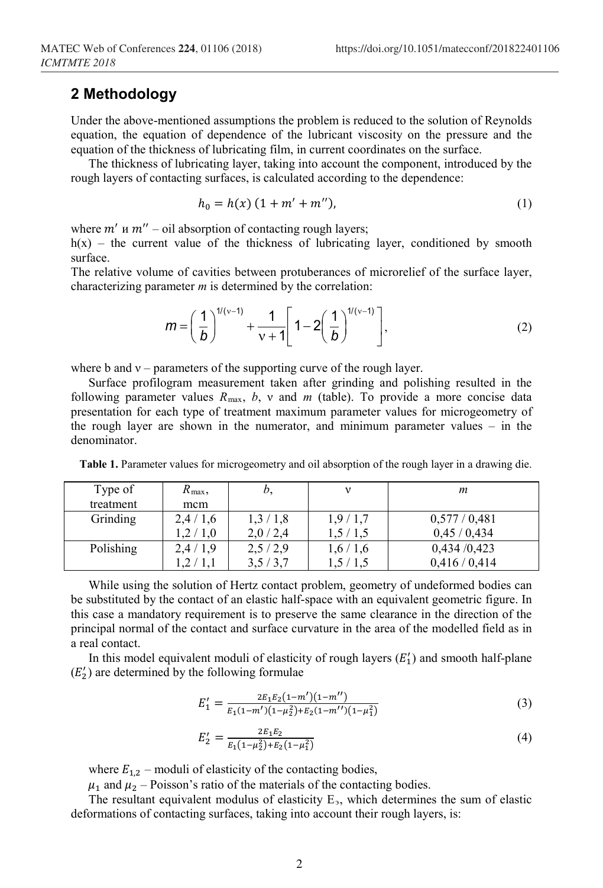## 2 Methodology

Under the above-mentioned assumptions the problem is reduced to the solution of Reynolds equation, the equation of dependence of the lubricant viscosity on the pressure and the equation of the thickness of lubricating film, in current coordinates on the surface.

The thickness of lubricating layer, taking into account the component, introduced by the rough layers of contacting surfaces, is calculated according to the dependence:

$$h_0 = h(x)\,(1 + m' + m''), \tag{1}$$

where $m'$ и $m''$ – oil absorption of contacting rough layers;
h(x) – the current value of the thickness of lubricating layer, conditioned by smooth surface.
The relative volume of cavities between protuberances of microrelief of the surface layer, characterizing parameter *m* is determined by the correlation:

$$m = \left(\frac{1}{b}\right)^{1/(\nu-1)} + \frac{1}{\nu+1}\left[1 - 2\left(\frac{1}{b}\right)^{1/(\nu-1)}\right], \tag{2}$$

where b and ν – parameters of the supporting curve of the rough layer.

Surface profilogram measurement taken after grinding and polishing resulted in the following parameter values $R_{\max}$, *b*, ν and *m* (table). To provide a more concise data presentation for each type of treatment maximum parameter values for microgeometry of the rough layer are shown in the numerator, and minimum parameter values – in the denominator.

**Table 1.** Parameter values for microgeometry and oil absorption of the rough layer in a drawing die.

| Type of treatment | $R_{\max}$, mcm | *b*, | ν | *m* |
|---|---|---|---|---|
| Grinding | 2,4 / 1,6 | 1,3 / 1,8 | 1,9 / 1,7 | 0,577 / 0,481 |
| | 1,2 / 1,0 | 2,0 / 2,4 | 1,5 / 1,5 | 0,45 / 0,434 |
| Polishing | 2,4 / 1,9 | 2,5 / 2,9 | 1,6 / 1,6 | 0,434 /0,423 |
| | 1,2 / 1,1 | 3,5 / 3,7 | 1,5 / 1,5 | 0,416 / 0,414 |

While using the solution of Hertz contact problem, geometry of undeformed bodies can be substituted by the contact of an elastic half-space with an equivalent geometric figure. In this case a mandatory requirement is to preserve the same clearance in the direction of the principal normal of the contact and surface curvature in the area of the modelled field as in a real contact.

In this model equivalent moduli of elasticity of rough layers ($E_1'$) and smooth half-plane ($E_2'$) are determined by the following formulae

$$E_1' = \frac{2E_1E_2(1-m')(1-m'')}{E_1(1-m')(1-\mu_2^2)+E_2(1-m'')(1-\mu_1^2)} \tag{3}$$

$$E_2' = \frac{2E_1E_2}{E_1(1-\mu_2^2)+E_2(1-\mu_1^2)} \tag{4}$$

where $E_{1,2}$ – moduli of elasticity of the contacting bodies,
$\mu_1$ and $\mu_2$ – Poisson's ratio of the materials of the contacting bodies.

The resultant equivalent modulus of elasticity $E_э$, which determines the sum of elastic deformations of contacting surfaces, taking into account their rough layers, is: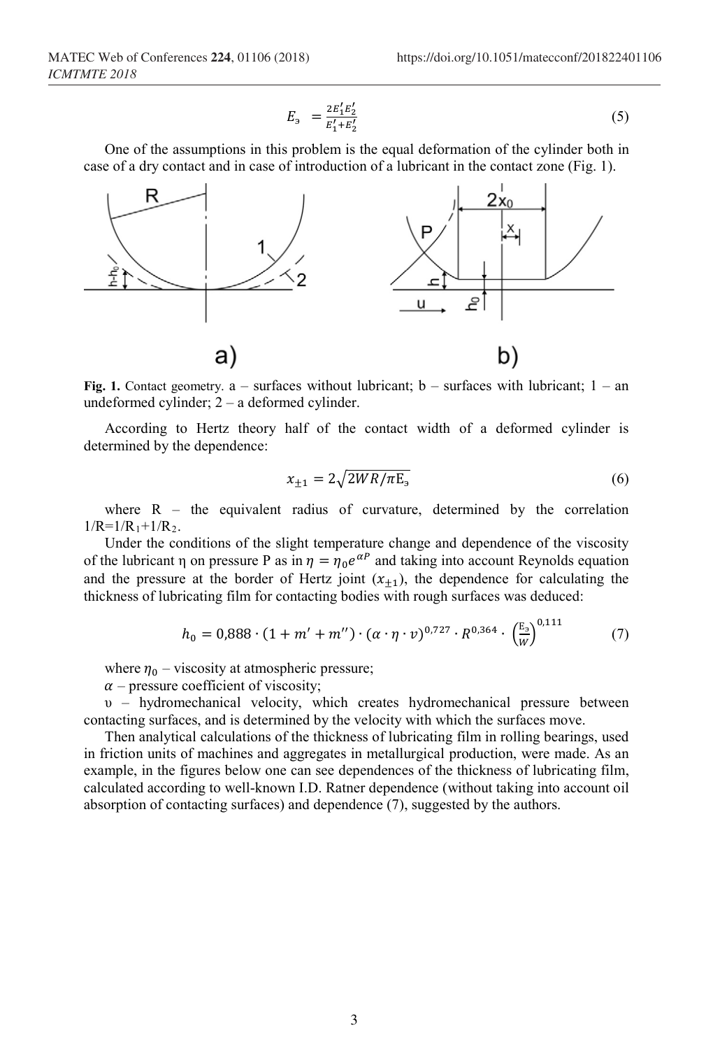$$E_э = \frac{2E_1'E_2'}{E_1'+E_2'} \quad (5)$$

One of the assumptions in this problem is the equal deformation of the cylinder both in case of a dry contact and in case of introduction of a lubricant in the contact zone (Fig. 1).

**Fig. 1.** Contact geometry. a – surfaces without lubricant; b – surfaces with lubricant; 1 – an undeformed cylinder; 2 – a deformed cylinder.

According to Hertz theory half of the contact width of a deformed cylinder is determined by the dependence:

$$x_{\pm 1} = 2\sqrt{2WR/\pi E_э} \quad (6)$$

where R – the equivalent radius of curvature, determined by the correlation $1/R=1/R_1+1/R_2$.

Under the conditions of the slight temperature change and dependence of the viscosity of the lubricant η on pressure P as in $\eta = \eta_0 e^{\alpha P}$ and taking into account Reynolds equation and the pressure at the border of Hertz joint ($x_{\pm 1}$), the dependence for calculating the thickness of lubricating film for contacting bodies with rough surfaces was deduced:

$$h_0 = 0{,}888 \cdot (1 + m' + m'') \cdot (\alpha \cdot \eta \cdot v)^{0{,}727} \cdot R^{0{,}364} \cdot \left(\frac{E_э}{W}\right)^{0{,}111} \quad (7)$$

where $\eta_0$ – viscosity at atmospheric pressure;

$\alpha$ – pressure coefficient of viscosity;

υ – hydromechanical velocity, which creates hydromechanical pressure between contacting surfaces, and is determined by the velocity with which the surfaces move.

Then analytical calculations of the thickness of lubricating film in rolling bearings, used in friction units of machines and aggregates in metallurgical production, were made. As an example, in the figures below one can see dependences of the thickness of lubricating film, calculated according to well-known I.D. Ratner dependence (without taking into account oil absorption of contacting surfaces) and dependence (7), suggested by the authors.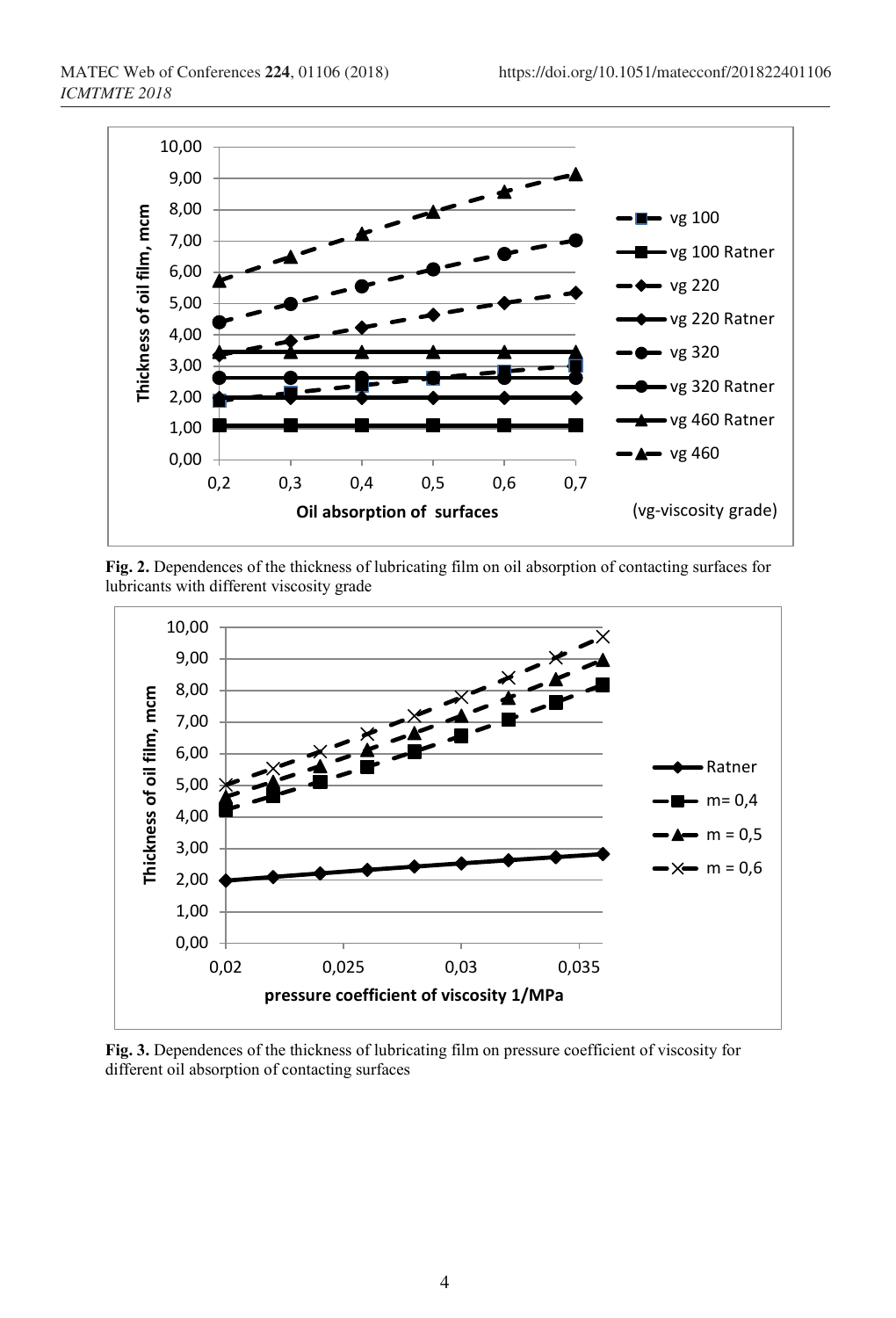**Fig. 2.** Dependences of the thickness of lubricating film on oil absorption of contacting surfaces for lubricants with different viscosity grade

**Fig. 3.** Dependences of the thickness of lubricating film on pressure coefficient of viscosity for different oil absorption of contacting surfaces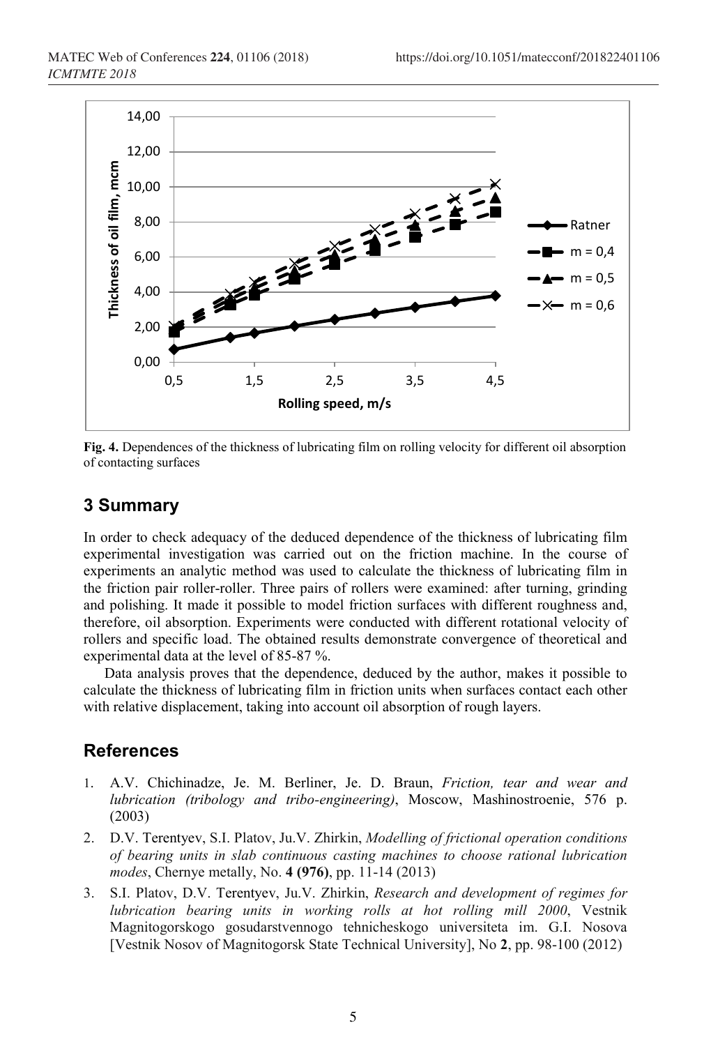**Fig. 4.** Dependences of the thickness of lubricating film on rolling velocity for different oil absorption of contacting surfaces

## 3 Summary

In order to check adequacy of the deduced dependence of the thickness of lubricating film experimental investigation was carried out on the friction machine. In the course of experiments an analytic method was used to calculate the thickness of lubricating film in the friction pair roller-roller. Three pairs of rollers were examined: after turning, grinding and polishing. It made it possible to model friction surfaces with different roughness and, therefore, oil absorption. Experiments were conducted with different rotational velocity of rollers and specific load. The obtained results demonstrate convergence of theoretical and experimental data at the level of 85-87 %.

Data analysis proves that the dependence, deduced by the author, makes it possible to calculate the thickness of lubricating film in friction units when surfaces contact each other with relative displacement, taking into account oil absorption of rough layers.

## References

1. A.V. Chichinadze, Je. M. Berliner, Je. D. Braun, *Friction, tear and wear and lubrication (tribology and tribo-engineering)*, Moscow, Mashinostroenie, 576 p. (2003)
2. D.V. Terentyev, S.I. Platov, Ju.V. Zhirkin, *Modelling of frictional operation conditions of bearing units in slab continuous casting machines to choose rational lubrication modes*, Chernye metally, No. **4 (976)**, pp. 11-14 (2013)
3. S.I. Platov, D.V. Terentyev, Ju.V. Zhirkin, *Research and development of regimes for lubrication bearing units in working rolls at hot rolling mill 2000*, Vestnik Magnitogorskogo gosudarstvennogo tehnicheskogo universiteta im. G.I. Nosova [Vestnik Nosov of Magnitogorsk State Technical University], No **2**, pp. 98-100 (2012)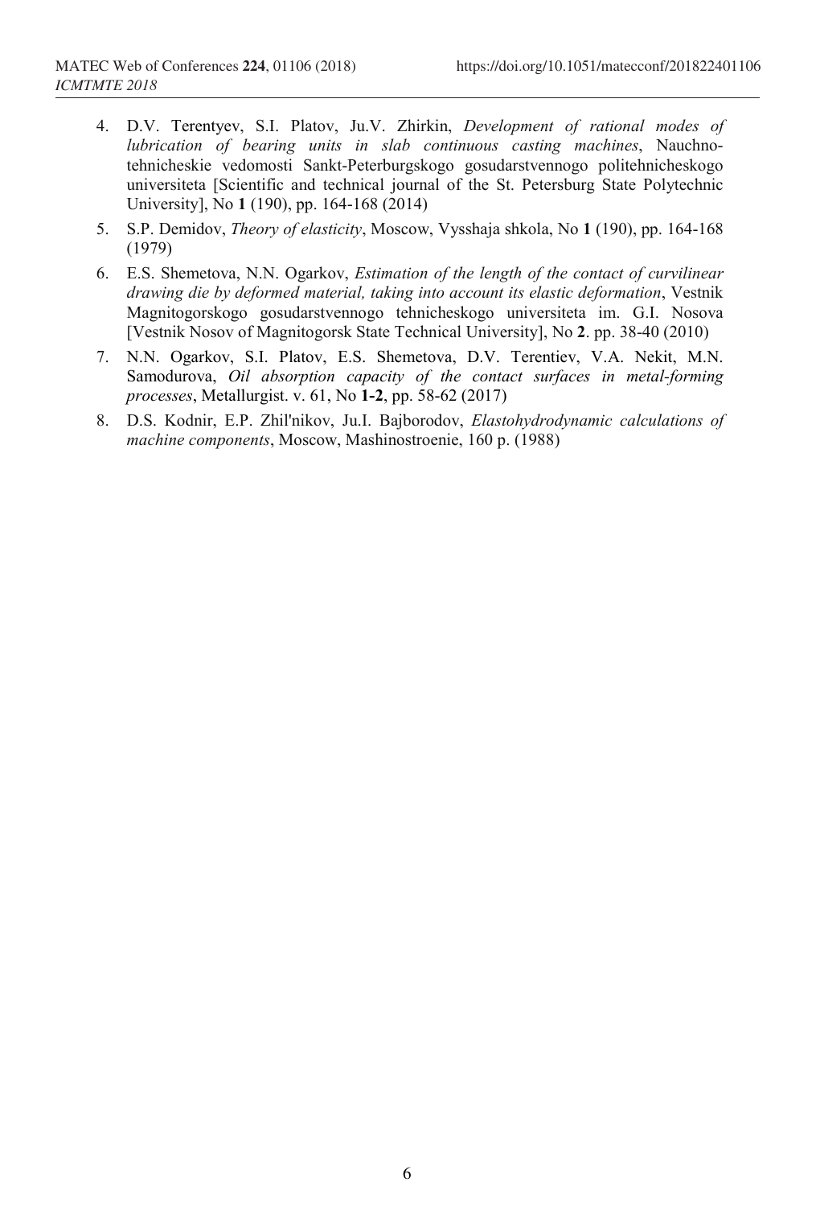4. D.V. Terentyev, S.I. Platov, Ju.V. Zhirkin, *Development of rational modes of lubrication of bearing units in slab continuous casting machines*, Nauchno-tehnicheskie vedomosti Sankt-Peterburgskogo gosudarstvennogo politehnicheskogo universiteta [Scientific and technical journal of the St. Petersburg State Polytechnic University], No **1** (190), pp. 164-168 (2014)
5. S.P. Demidov, *Theory of elasticity*, Moscow, Vysshaja shkola, No **1** (190), pp. 164-168 (1979)
6. E.S. Shemetova, N.N. Ogarkov, *Estimation of the length of the contact of curvilinear drawing die by deformed material, taking into account its elastic deformation*, Vestnik Magnitogorskogo gosudarstvennogo tehnicheskogo universiteta im. G.I. Nosova [Vestnik Nosov of Magnitogorsk State Technical University], No **2**. pp. 38-40 (2010)
7. N.N. Ogarkov, S.I. Platov, E.S. Shemetova, D.V. Terentiev, V.A. Nekit, M.N. Samodurova, *Oil absorption capacity of the contact surfaces in metal-forming processes*, Metallurgist. v. 61, No **1-2**, pp. 58-62 (2017)
8. D.S. Kodnir, E.P. Zhil'nikov, Ju.I. Bajborodov, *Elastohydrodynamic calculations of machine components*, Moscow, Mashinostroenie, 160 p. (1988)